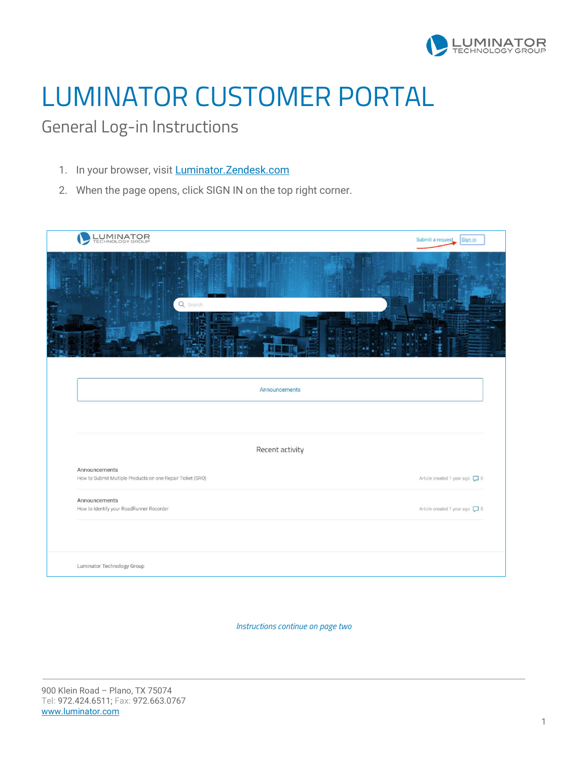# LUMINATOR CUSTOMER PORTAL

## General Log-in Instructions

1. In your browser, visit Luminator.Zendesk.com
2. When the page opens, click SIGN IN on the top right corner.

*Instructions continue on page two*

900 Klein Road – Plano, TX 75074
Tel: 972.424.6511; Fax: 972.663.0767
www.luminator.com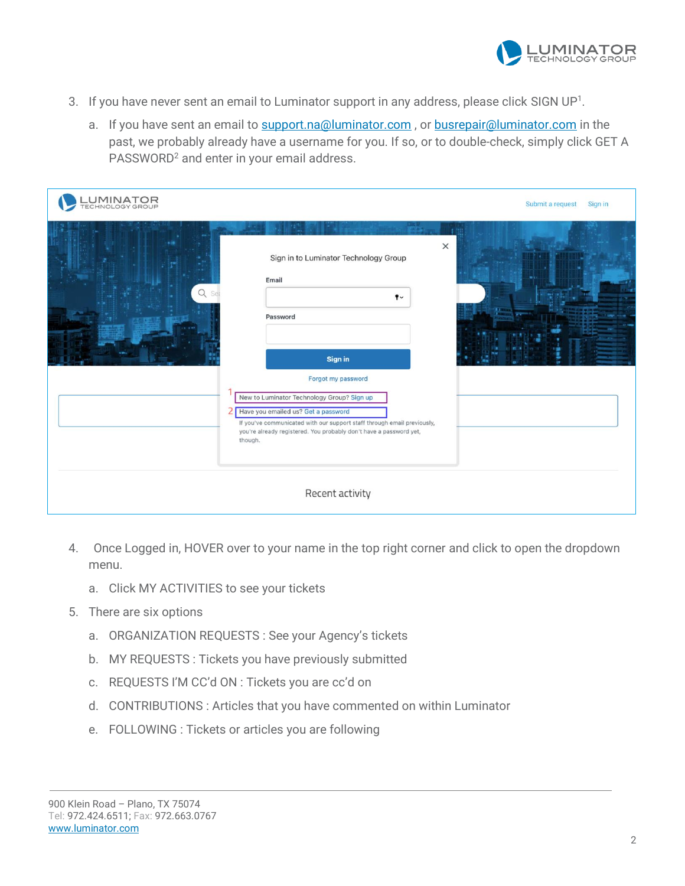3. If you have never sent an email to Luminator support in any address, please click SIGN UP[1].
    a. If you have sent an email to support.na@luminator.com , or busrepair@luminator.com in the past, we probably already have a username for you. If so, or to double-check, simply click GET A PASSWORD[2] and enter in your email address.

4. Once Logged in, HOVER over to your name in the top right corner and click to open the dropdown menu.
    a. Click MY ACTIVITIES to see your tickets
5. There are six options
    a. ORGANIZATION REQUESTS : See your Agency's tickets
    b. MY REQUESTS : Tickets you have previously submitted
    c. REQUESTS I'M CC'd ON : Tickets you are cc'd on
    d. CONTRIBUTIONS : Articles that you have commented on within Luminator
    e. FOLLOWING : Tickets or articles you are following

900 Klein Road – Plano, TX 75074
Tel: 972.424.6511; Fax: 972.663.0767
www.luminator.com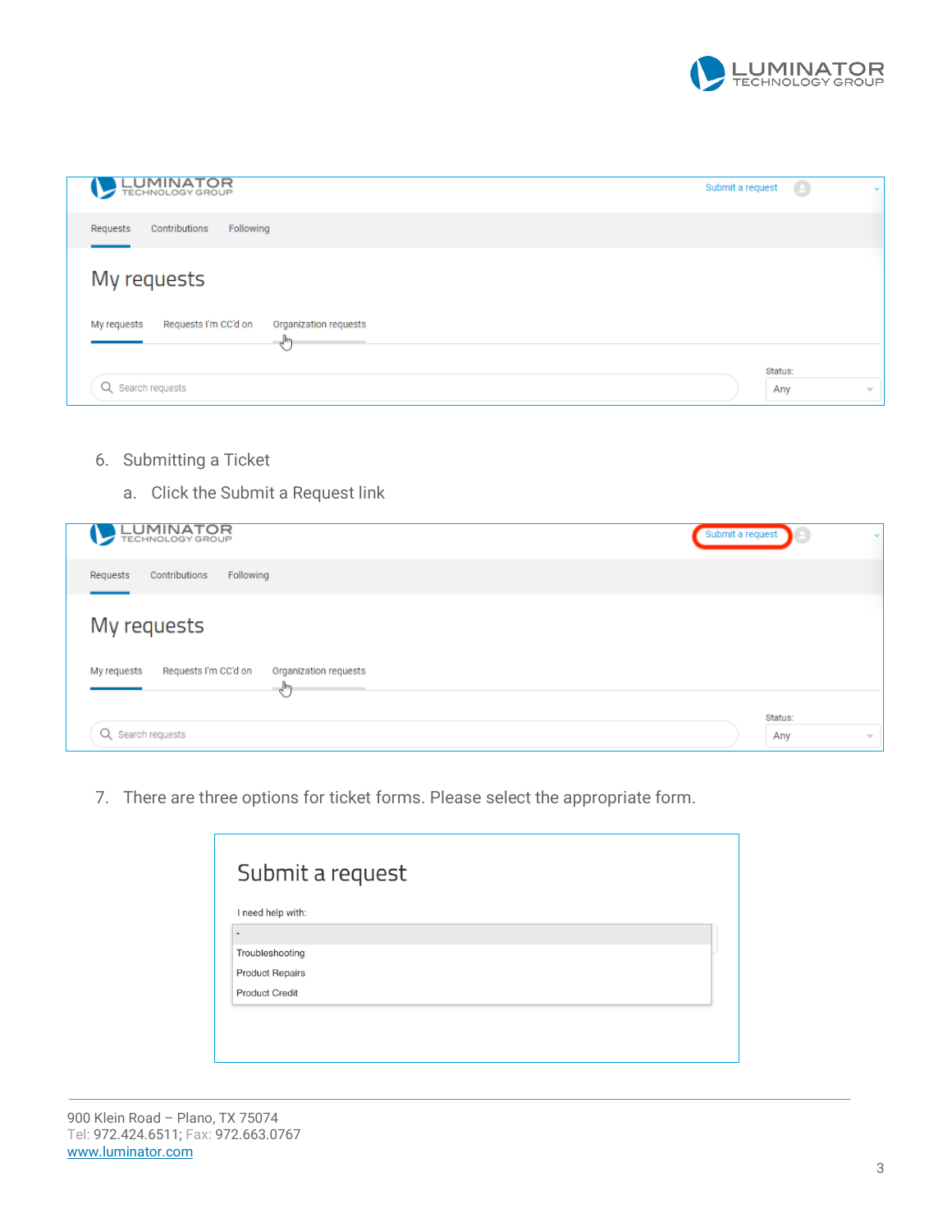6. Submitting a Ticket
   a. Click the Submit a Request link

7. There are three options for ticket forms. Please select the appropriate form.

900 Klein Road – Plano, TX 75074
Tel: 972.424.6511; Fax: 972.663.0767
[www.luminator.com](http://www.luminator.com)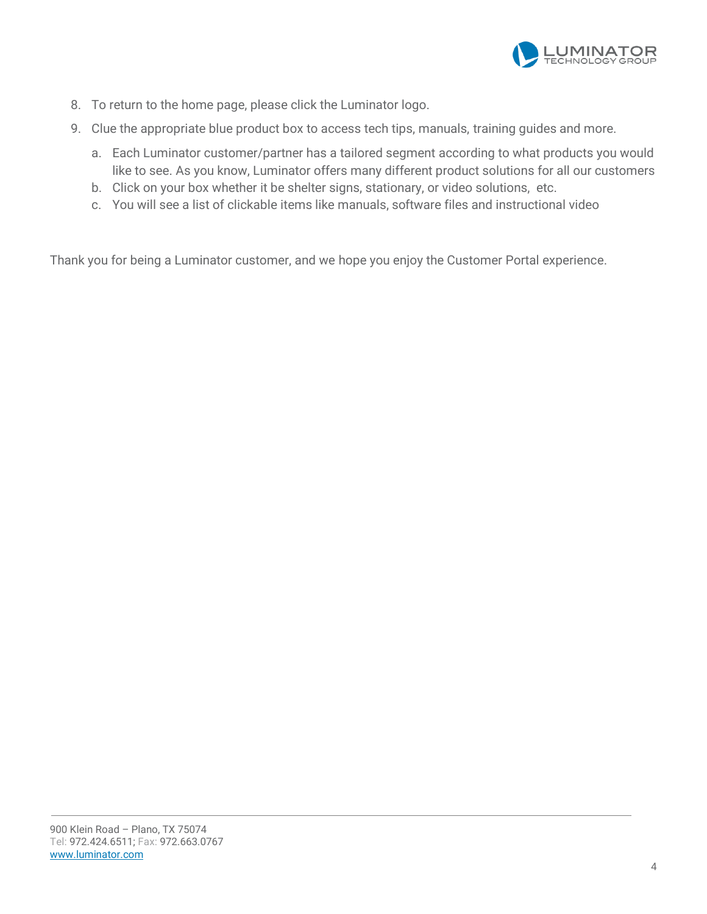8. To return to the home page, please click the Luminator logo.
9. Clue the appropriate blue product box to access tech tips, manuals, training guides and more.
   a. Each Luminator customer/partner has a tailored segment according to what products you would like to see. As you know, Luminator offers many different product solutions for all our customers
   b. Click on your box whether it be shelter signs, stationary, or video solutions, etc.
   c. You will see a list of clickable items like manuals, software files and instructional video

Thank you for being a Luminator customer, and we hope you enjoy the Customer Portal experience.